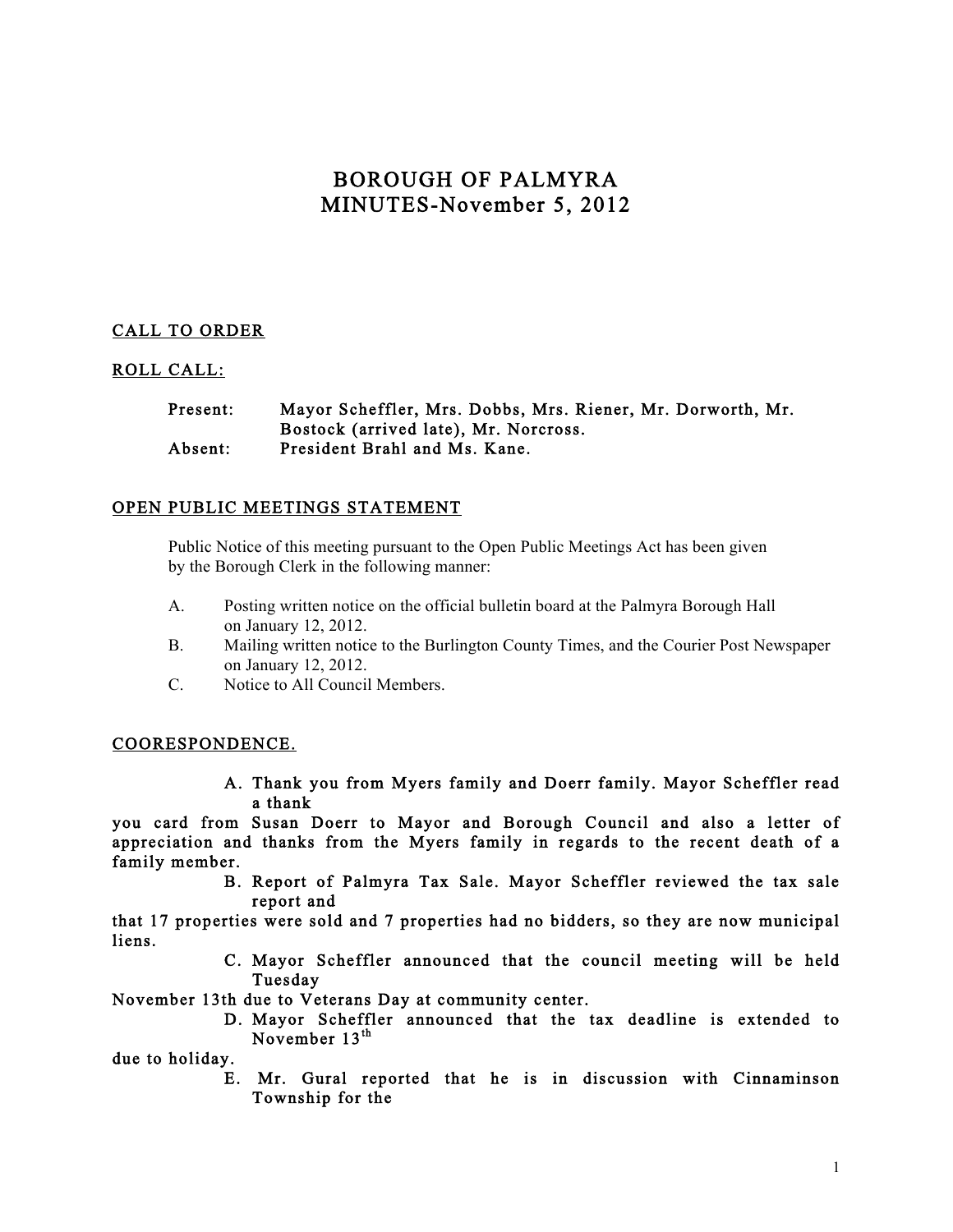# BOROUGH OF PALMYRA
# MINUTES-November 5, 2012

## CALL TO ORDER

## ROLL CALL:

Present: Mayor Scheffler, Mrs. Dobbs, Mrs. Riener, Mr. Dorworth, Mr. Bostock (arrived late), Mr. Norcross.
Absent: President Brahl and Ms. Kane.

## OPEN PUBLIC MEETINGS STATEMENT

Public Notice of this meeting pursuant to the Open Public Meetings Act has been given by the Borough Clerk in the following manner:

A. Posting written notice on the official bulletin board at the Palmyra Borough Hall on January 12, 2012.
B. Mailing written notice to the Burlington County Times, and the Courier Post Newspaper on January 12, 2012.
C. Notice to All Council Members.

## COORESPONDENCE.

A. Thank you from Myers family and Doerr family. Mayor Scheffler read a thank you card from Susan Doerr to Mayor and Borough Council and also a letter of appreciation and thanks from the Myers family in regards to the recent death of a family member.

B. Report of Palmyra Tax Sale. Mayor Scheffler reviewed the tax sale report and that 17 properties were sold and 7 properties had no bidders, so they are now municipal liens.

C. Mayor Scheffler announced that the council meeting will be held Tuesday November 13th due to Veterans Day at community center.

D. Mayor Scheffler announced that the tax deadline is extended to November 13th due to holiday.

E. Mr. Gural reported that he is in discussion with Cinnaminson Township for the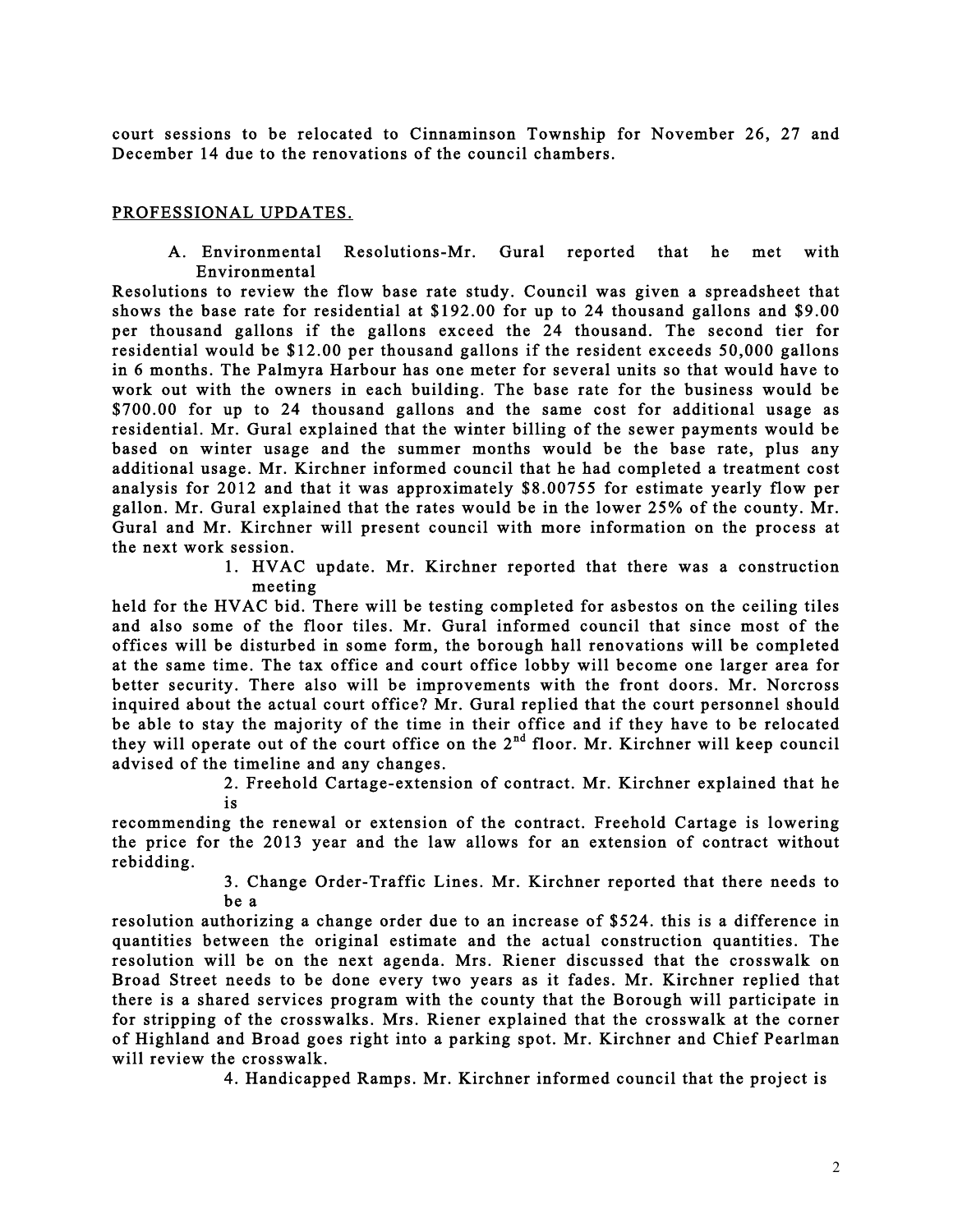court sessions to be relocated to Cinnaminson Township for November 26, 27 and December 14 due to the renovations of the council chambers.

PROFESSIONAL UPDATES.

A. Environmental Resolutions-Mr. Gural reported that he met with Environmental Resolutions to review the flow base rate study. Council was given a spreadsheet that shows the base rate for residential at $192.00 for up to 24 thousand gallons and $9.00 per thousand gallons if the gallons exceed the 24 thousand. The second tier for residential would be $12.00 per thousand gallons if the resident exceeds 50,000 gallons in 6 months. The Palmyra Harbour has one meter for several units so that would have to work out with the owners in each building. The base rate for the business would be $700.00 for up to 24 thousand gallons and the same cost for additional usage as residential. Mr. Gural explained that the winter billing of the sewer payments would be based on winter usage and the summer months would be the base rate, plus any additional usage. Mr. Kirchner informed council that he had completed a treatment cost analysis for 2012 and that it was approximately $8.00755 for estimate yearly flow per gallon. Mr. Gural explained that the rates would be in the lower 25% of the county. Mr. Gural and Mr. Kirchner will present council with more information on the process at the next work session.

1. HVAC update. Mr. Kirchner reported that there was a construction meeting held for the HVAC bid. There will be testing completed for asbestos on the ceiling tiles and also some of the floor tiles. Mr. Gural informed council that since most of the offices will be disturbed in some form, the borough hall renovations will be completed at the same time. The tax office and court office lobby will become one larger area for better security. There also will be improvements with the front doors. Mr. Norcross inquired about the actual court office? Mr. Gural replied that the court personnel should be able to stay the majority of the time in their office and if they have to be relocated they will operate out of the court office on the 2nd floor. Mr. Kirchner will keep council advised of the timeline and any changes.

2. Freehold Cartage-extension of contract. Mr. Kirchner explained that he is recommending the renewal or extension of the contract. Freehold Cartage is lowering the price for the 2013 year and the law allows for an extension of contract without rebidding.

3. Change Order-Traffic Lines. Mr. Kirchner reported that there needs to be a resolution authorizing a change order due to an increase of $524. this is a difference in quantities between the original estimate and the actual construction quantities. The resolution will be on the next agenda. Mrs. Riener discussed that the crosswalk on Broad Street needs to be done every two years as it fades. Mr. Kirchner replied that there is a shared services program with the county that the Borough will participate in for stripping of the crosswalks. Mrs. Riener explained that the crosswalk at the corner of Highland and Broad goes right into a parking spot. Mr. Kirchner and Chief Pearlman will review the crosswalk.

4. Handicapped Ramps. Mr. Kirchner informed council that the project is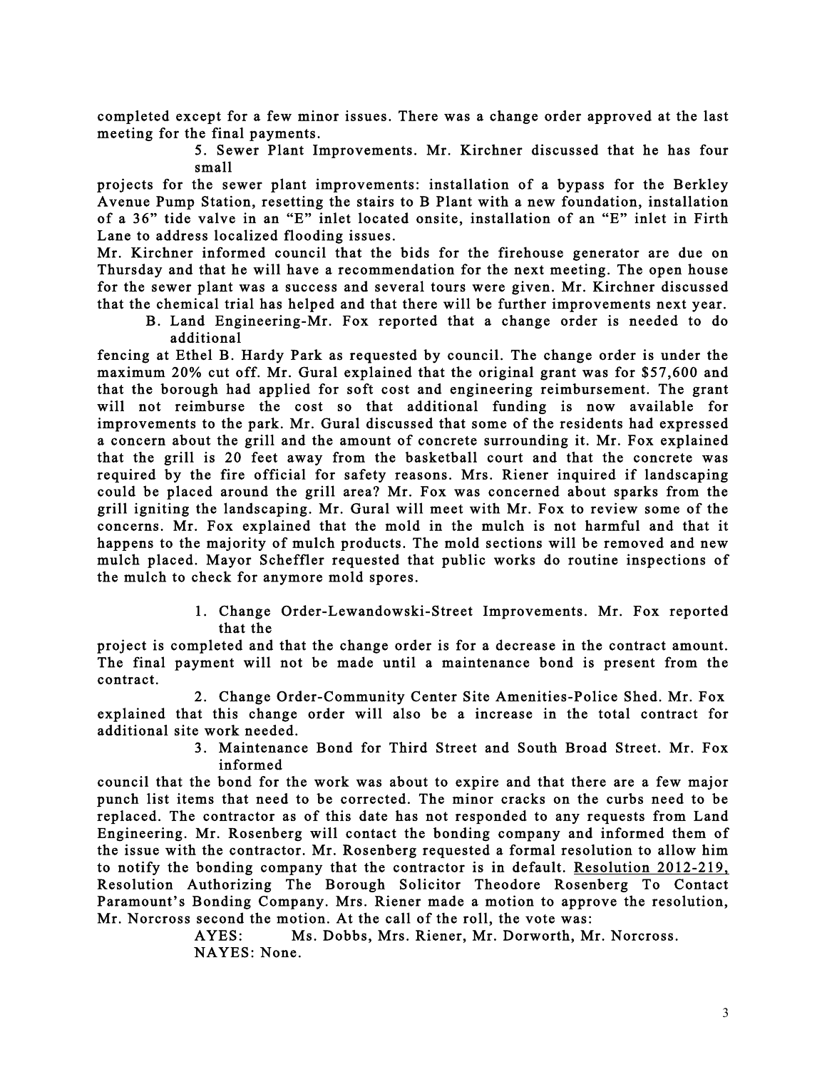completed except for a few minor issues. There was a change order approved at the last meeting for the final payments.

5. Sewer Plant Improvements. Mr. Kirchner discussed that he has four small projects for the sewer plant improvements: installation of a bypass for the Berkley Avenue Pump Station, resetting the stairs to B Plant with a new foundation, installation of a 36" tide valve in an "E" inlet located onsite, installation of an "E" inlet in Firth Lane to address localized flooding issues.

Mr. Kirchner informed council that the bids for the firehouse generator are due on Thursday and that he will have a recommendation for the next meeting. The open house for the sewer plant was a success and several tours were given. Mr. Kirchner discussed that the chemical trial has helped and that there will be further improvements next year.

B. Land Engineering-Mr. Fox reported that a change order is needed to do additional fencing at Ethel B. Hardy Park as requested by council. The change order is under the maximum 20% cut off. Mr. Gural explained that the original grant was for $57,600 and that the borough had applied for soft cost and engineering reimbursement. The grant will not reimburse the cost so that additional funding is now available for improvements to the park. Mr. Gural discussed that some of the residents had expressed a concern about the grill and the amount of concrete surrounding it. Mr. Fox explained that the grill is 20 feet away from the basketball court and that the concrete was required by the fire official for safety reasons. Mrs. Riener inquired if landscaping could be placed around the grill area? Mr. Fox was concerned about sparks from the grill igniting the landscaping. Mr. Gural will meet with Mr. Fox to review some of the concerns. Mr. Fox explained that the mold in the mulch is not harmful and that it happens to the majority of mulch products. The mold sections will be removed and new mulch placed. Mayor Scheffler requested that public works do routine inspections of the mulch to check for anymore mold spores.

1. Change Order-Lewandowski-Street Improvements. Mr. Fox reported that the project is completed and that the change order is for a decrease in the contract amount. The final payment will not be made until a maintenance bond is present from the contract.

2. Change Order-Community Center Site Amenities-Police Shed. Mr. Fox explained that this change order will also be a increase in the total contract for additional site work needed.

3. Maintenance Bond for Third Street and South Broad Street. Mr. Fox informed council that the bond for the work was about to expire and that there are a few major punch list items that need to be corrected. The minor cracks on the curbs need to be replaced. The contractor as of this date has not responded to any requests from Land Engineering. Mr. Rosenberg will contact the bonding company and informed them of the issue with the contractor. Mr. Rosenberg requested a formal resolution to allow him to notify the bonding company that the contractor is in default. Resolution 2012-219, Resolution Authorizing The Borough Solicitor Theodore Rosenberg To Contact Paramount's Bonding Company. Mrs. Riener made a motion to approve the resolution, Mr. Norcross second the motion. At the call of the roll, the vote was:

AYES: Ms. Dobbs, Mrs. Riener, Mr. Dorworth, Mr. Norcross.
NAYES: None.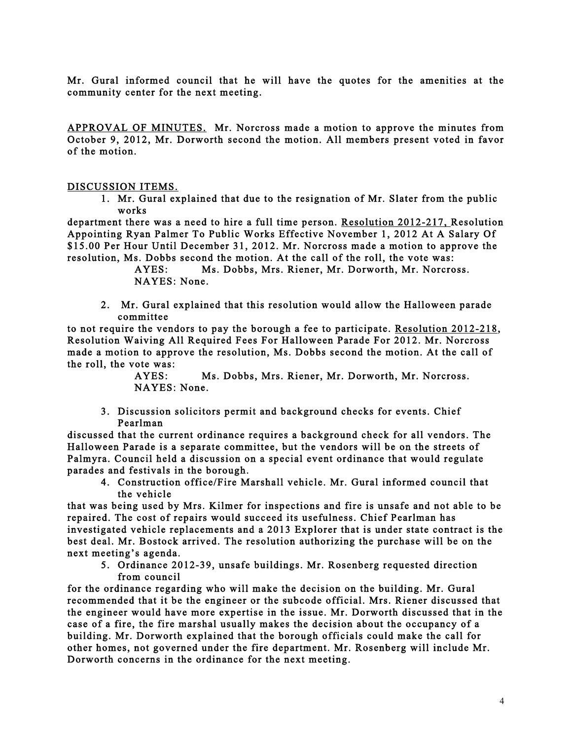Mr. Gural informed council that he will have the quotes for the amenities at the community center for the next meeting.

<u>APPROVAL OF MINUTES.</u> Mr. Norcross made a motion to approve the minutes from October 9, 2012, Mr. Dorworth second the motion. All members present voted in favor of the motion.

<u>DISCUSSION ITEMS.</u>

1. Mr. Gural explained that due to the resignation of Mr. Slater from the public works department there was a need to hire a full time person. <u>Resolution 2012-217,</u> Resolution Appointing Ryan Palmer To Public Works Effective November 1, 2012 At A Salary Of $15.00 Per Hour Until December 31, 2012. Mr. Norcross made a motion to approve the resolution, Ms. Dobbs second the motion. At the call of the roll, the vote was:

   AYES: Ms. Dobbs, Mrs. Riener, Mr. Dorworth, Mr. Norcross.
   NAYES: None.

2. Mr. Gural explained that this resolution would allow the Halloween parade committee to not require the vendors to pay the borough a fee to participate. <u>Resolution 2012-218</u>, Resolution Waiving All Required Fees For Halloween Parade For 2012. Mr. Norcross made a motion to approve the resolution, Ms. Dobbs second the motion. At the call of the roll, the vote was:

   AYES: Ms. Dobbs, Mrs. Riener, Mr. Dorworth, Mr. Norcross.
   NAYES: None.

3. Discussion solicitors permit and background checks for events. Chief Pearlman discussed that the current ordinance requires a background check for all vendors. The Halloween Parade is a separate committee, but the vendors will be on the streets of Palmyra. Council held a discussion on a special event ordinance that would regulate parades and festivals in the borough.

4. Construction office/Fire Marshall vehicle. Mr. Gural informed council that the vehicle that was being used by Mrs. Kilmer for inspections and fire is unsafe and not able to be repaired. The cost of repairs would succeed its usefulness. Chief Pearlman has investigated vehicle replacements and a 2013 Explorer that is under state contract is the best deal. Mr. Bostock arrived. The resolution authorizing the purchase will be on the next meeting's agenda.

5. Ordinance 2012-39, unsafe buildings. Mr. Rosenberg requested direction from council for the ordinance regarding who will make the decision on the building. Mr. Gural recommended that it be the engineer or the subcode official. Mrs. Riener discussed that the engineer would have more expertise in the issue. Mr. Dorworth discussed that in the case of a fire, the fire marshal usually makes the decision about the occupancy of a building. Mr. Dorworth explained that the borough officials could make the call for other homes, not governed under the fire department. Mr. Rosenberg will include Mr. Dorworth concerns in the ordinance for the next meeting.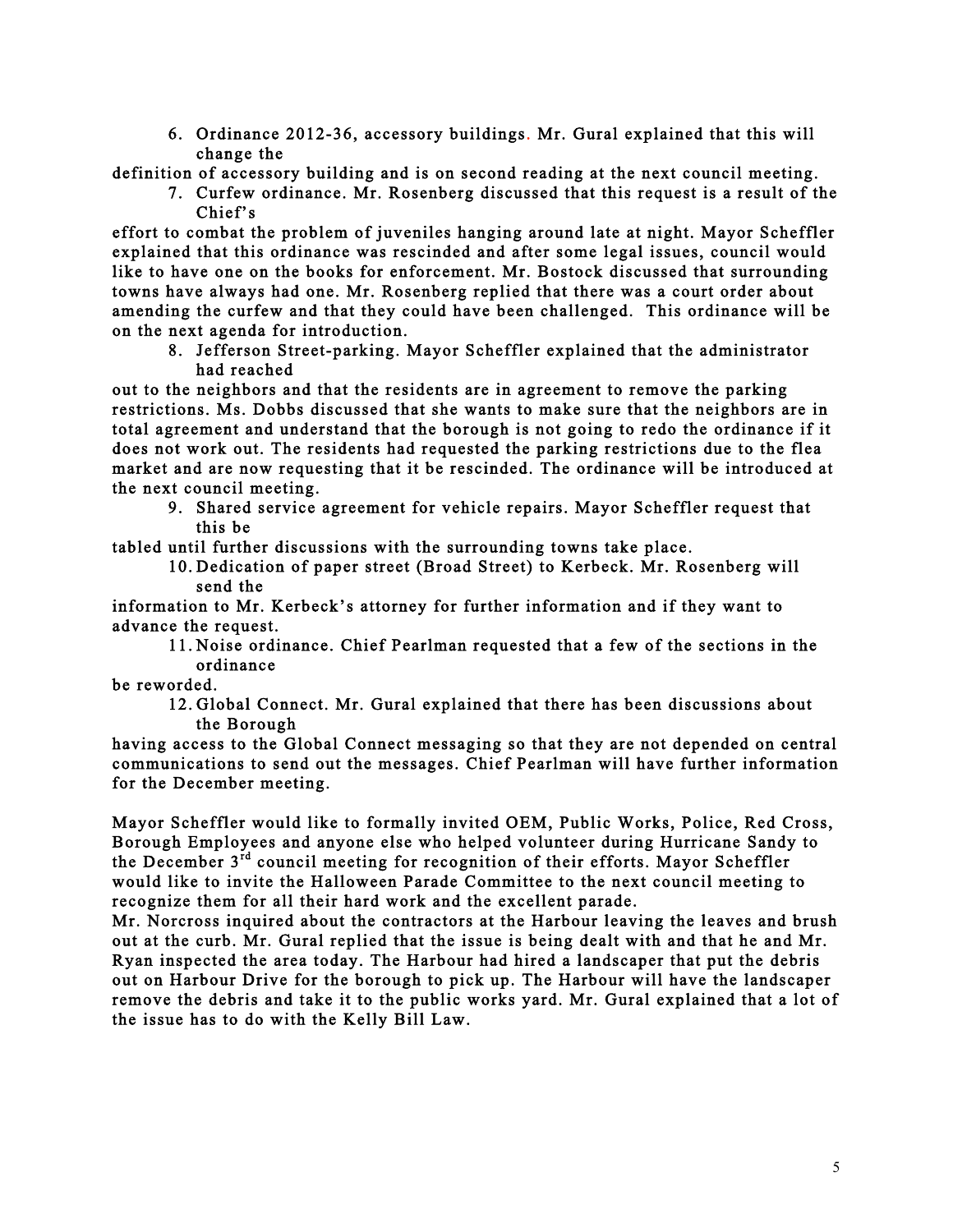6. Ordinance 2012-36, accessory buildings. Mr. Gural explained that this will change the definition of accessory building and is on second reading at the next council meeting.
7. Curfew ordinance. Mr. Rosenberg discussed that this request is a result of the Chief's effort to combat the problem of juveniles hanging around late at night. Mayor Scheffler explained that this ordinance was rescinded and after some legal issues, council would like to have one on the books for enforcement. Mr. Bostock discussed that surrounding towns have always had one. Mr. Rosenberg replied that there was a court order about amending the curfew and that they could have been challenged. This ordinance will be on the next agenda for introduction.
8. Jefferson Street-parking. Mayor Scheffler explained that the administrator had reached out to the neighbors and that the residents are in agreement to remove the parking restrictions. Ms. Dobbs discussed that she wants to make sure that the neighbors are in total agreement and understand that the borough is not going to redo the ordinance if it does not work out. The residents had requested the parking restrictions due to the flea market and are now requesting that it be rescinded. The ordinance will be introduced at the next council meeting.
9. Shared service agreement for vehicle repairs. Mayor Scheffler request that this be tabled until further discussions with the surrounding towns take place.
10. Dedication of paper street (Broad Street) to Kerbeck. Mr. Rosenberg will send the information to Mr. Kerbeck's attorney for further information and if they want to advance the request.
11. Noise ordinance. Chief Pearlman requested that a few of the sections in the ordinance be reworded.
12. Global Connect. Mr. Gural explained that there has been discussions about the Borough having access to the Global Connect messaging so that they are not depended on central communications to send out the messages. Chief Pearlman will have further information for the December meeting.

Mayor Scheffler would like to formally invited OEM, Public Works, Police, Red Cross, Borough Employees and anyone else who helped volunteer during Hurricane Sandy to the December 3rd council meeting for recognition of their efforts. Mayor Scheffler would like to invite the Halloween Parade Committee to the next council meeting to recognize them for all their hard work and the excellent parade.
Mr. Norcross inquired about the contractors at the Harbour leaving the leaves and brush out at the curb. Mr. Gural replied that the issue is being dealt with and that he and Mr. Ryan inspected the area today. The Harbour had hired a landscaper that put the debris out on Harbour Drive for the borough to pick up. The Harbour will have the landscaper remove the debris and take it to the public works yard. Mr. Gural explained that a lot of the issue has to do with the Kelly Bill Law.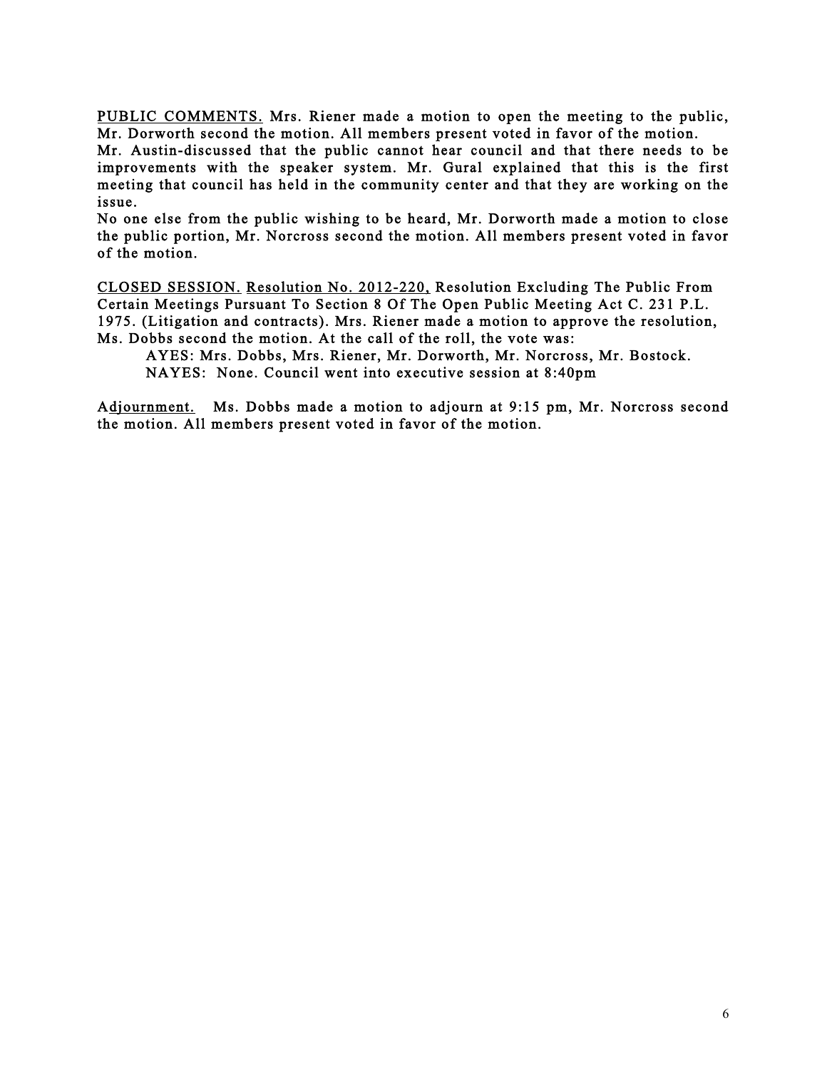PUBLIC COMMENTS. Mrs. Riener made a motion to open the meeting to the public, Mr. Dorworth second the motion. All members present voted in favor of the motion.
Mr. Austin-discussed that the public cannot hear council and that there needs to be improvements with the speaker system. Mr. Gural explained that this is the first meeting that council has held in the community center and that they are working on the issue.
No one else from the public wishing to be heard, Mr. Dorworth made a motion to close the public portion, Mr. Norcross second the motion. All members present voted in favor of the motion.

CLOSED SESSION. Resolution No. 2012-220, Resolution Excluding The Public From Certain Meetings Pursuant To Section 8 Of The Open Public Meeting Act C. 231 P.L. 1975. (Litigation and contracts). Mrs. Riener made a motion to approve the resolution, Ms. Dobbs second the motion. At the call of the roll, the vote was:

AYES: Mrs. Dobbs, Mrs. Riener, Mr. Dorworth, Mr. Norcross, Mr. Bostock.
NAYES: None. Council went into executive session at 8:40pm

Adjournment. Ms. Dobbs made a motion to adjourn at 9:15 pm, Mr. Norcross second the motion. All members present voted in favor of the motion.